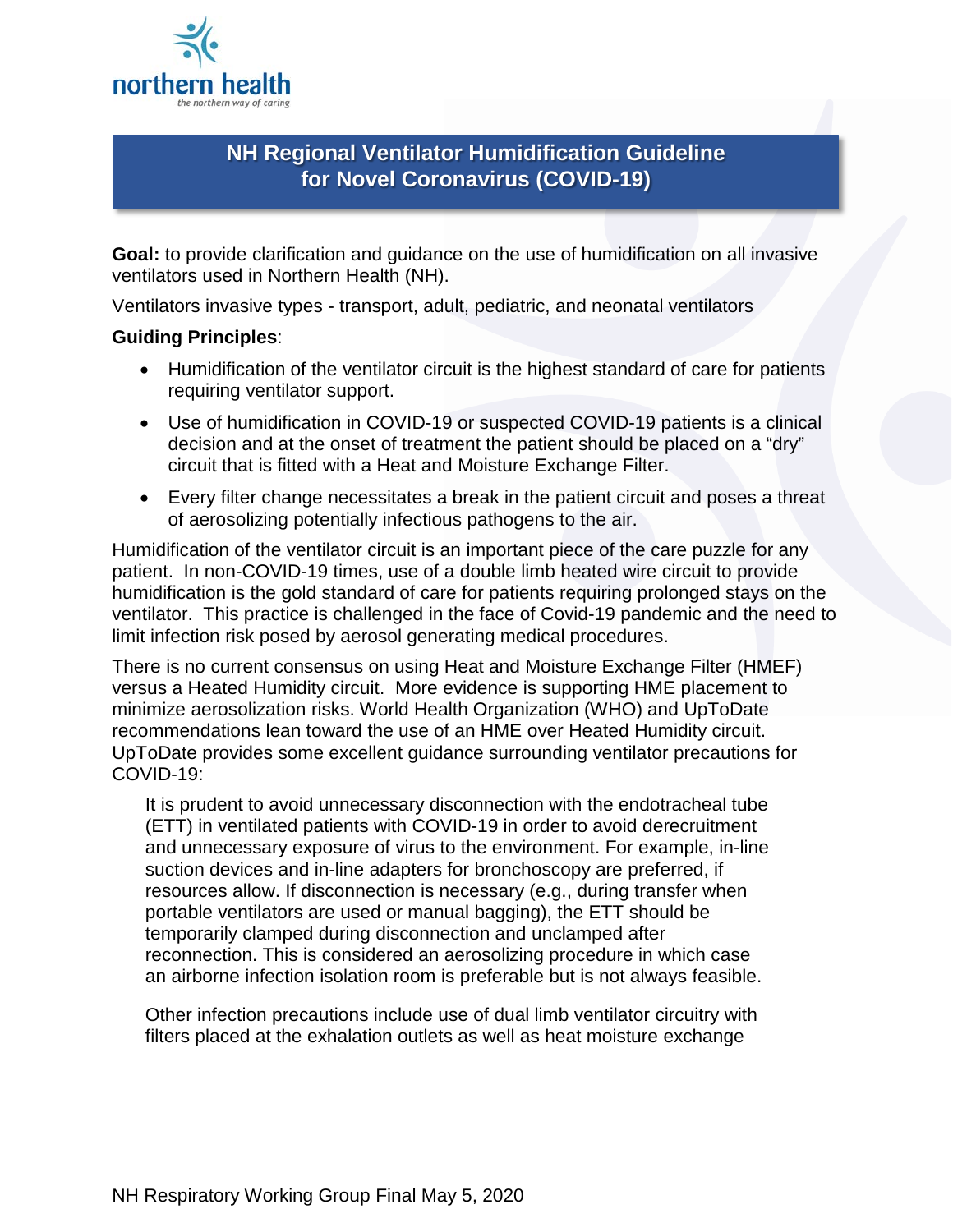# NH Regional Ventilator Humidification Guideline for Novel Coronavirus (COVID-19)

**Goal:** to provide clarification and guidance on the use of humidification on all invasive ventilators used in Northern Health (NH).

Ventilators invasive types - transport, adult, pediatric, and neonatal ventilators

**Guiding Principles**:

- Humidification of the ventilator circuit is the highest standard of care for patients requiring ventilator support.
- Use of humidification in COVID-19 or suspected COVID-19 patients is a clinical decision and at the onset of treatment the patient should be placed on a "dry" circuit that is fitted with a Heat and Moisture Exchange Filter.
- Every filter change necessitates a break in the patient circuit and poses a threat of aerosolizing potentially infectious pathogens to the air.

Humidification of the ventilator circuit is an important piece of the care puzzle for any patient. In non-COVID-19 times, use of a double limb heated wire circuit to provide humidification is the gold standard of care for patients requiring prolonged stays on the ventilator. This practice is challenged in the face of Covid-19 pandemic and the need to limit infection risk posed by aerosol generating medical procedures.

There is no current consensus on using Heat and Moisture Exchange Filter (HMEF) versus a Heated Humidity circuit. More evidence is supporting HME placement to minimize aerosolization risks. World Health Organization (WHO) and UpToDate recommendations lean toward the use of an HME over Heated Humidity circuit. UpToDate provides some excellent guidance surrounding ventilator precautions for COVID-19:

> It is prudent to avoid unnecessary disconnection with the endotracheal tube (ETT) in ventilated patients with COVID-19 in order to avoid derecruitment and unnecessary exposure of virus to the environment. For example, in-line suction devices and in-line adapters for bronchoscopy are preferred, if resources allow. If disconnection is necessary (e.g., during transfer when portable ventilators are used or manual bagging), the ETT should be temporarily clamped during disconnection and unclamped after reconnection. This is considered an aerosolizing procedure in which case an airborne infection isolation room is preferable but is not always feasible.
>
> Other infection precautions include use of dual limb ventilator circuitry with filters placed at the exhalation outlets as well as heat moisture exchange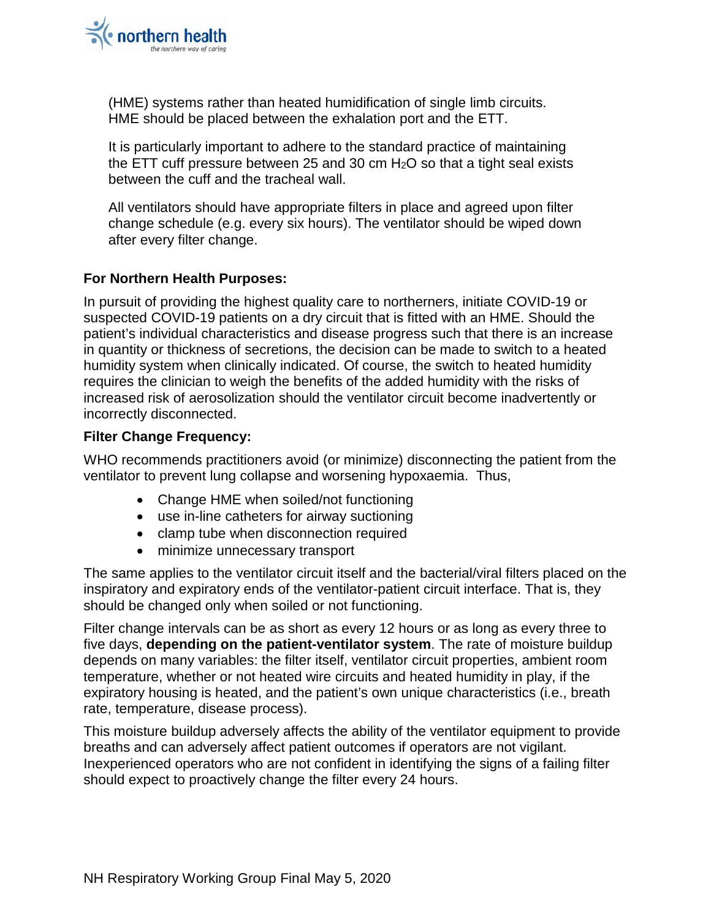(HME) systems rather than heated humidification of single limb circuits. HME should be placed between the exhalation port and the ETT.

It is particularly important to adhere to the standard practice of maintaining the ETT cuff pressure between 25 and 30 cm $H_2O$ so that a tight seal exists between the cuff and the tracheal wall.

All ventilators should have appropriate filters in place and agreed upon filter change schedule (e.g. every six hours). The ventilator should be wiped down after every filter change.

### For Northern Health Purposes:

In pursuit of providing the highest quality care to northerners, initiate COVID-19 or suspected COVID-19 patients on a dry circuit that is fitted with an HME. Should the patient's individual characteristics and disease progress such that there is an increase in quantity or thickness of secretions, the decision can be made to switch to a heated humidity system when clinically indicated. Of course, the switch to heated humidity requires the clinician to weigh the benefits of the added humidity with the risks of increased risk of aerosolization should the ventilator circuit become inadvertently or incorrectly disconnected.

### Filter Change Frequency:

WHO recommends practitioners avoid (or minimize) disconnecting the patient from the ventilator to prevent lung collapse and worsening hypoxaemia. Thus,

- Change HME when soiled/not functioning
- use in-line catheters for airway suctioning
- clamp tube when disconnection required
- minimize unnecessary transport

The same applies to the ventilator circuit itself and the bacterial/viral filters placed on the inspiratory and expiratory ends of the ventilator-patient circuit interface. That is, they should be changed only when soiled or not functioning.

Filter change intervals can be as short as every 12 hours or as long as every three to five days, **depending on the patient-ventilator system**. The rate of moisture buildup depends on many variables: the filter itself, ventilator circuit properties, ambient room temperature, whether or not heated wire circuits and heated humidity in play, if the expiratory housing is heated, and the patient's own unique characteristics (i.e., breath rate, temperature, disease process).

This moisture buildup adversely affects the ability of the ventilator equipment to provide breaths and can adversely affect patient outcomes if operators are not vigilant. Inexperienced operators who are not confident in identifying the signs of a failing filter should expect to proactively change the filter every 24 hours.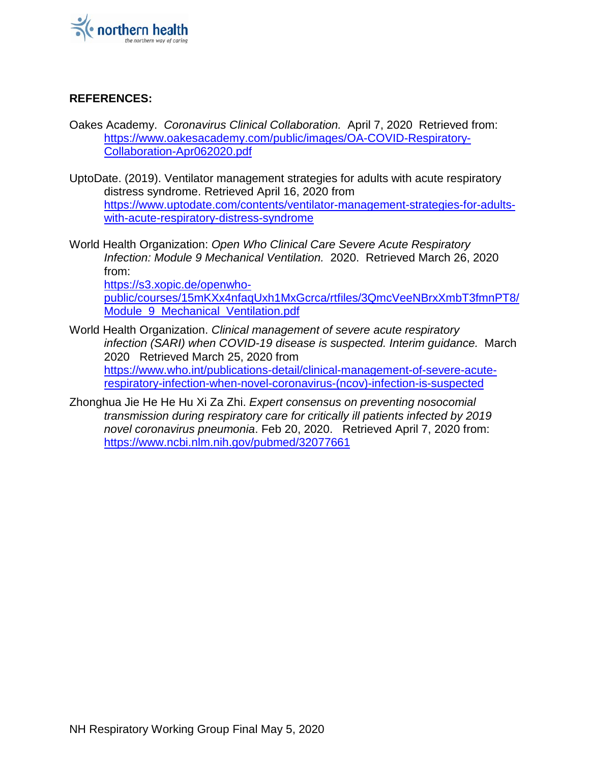**REFERENCES:**

Oakes Academy. *Coronavirus Clinical Collaboration.* April 7, 2020 Retrieved from: https://www.oakesacademy.com/public/images/OA-COVID-Respiratory-Collaboration-Apr062020.pdf

UptoDate. (2019). Ventilator management strategies for adults with acute respiratory distress syndrome. Retrieved April 16, 2020 from https://www.uptodate.com/contents/ventilator-management-strategies-for-adults-with-acute-respiratory-distress-syndrome

World Health Organization: *Open Who Clinical Care Severe Acute Respiratory Infection: Module 9 Mechanical Ventilation.* 2020. Retrieved March 26, 2020 from: https://s3.xopic.de/openwho-public/courses/15mKXx4nfaqUxh1MxGcrca/rtfiles/3QmcVeeNBrxXmbT3fmnPT8/Module_9_Mechanical_Ventilation.pdf

World Health Organization. *Clinical management of severe acute respiratory infection (SARI) when COVID-19 disease is suspected. Interim guidance.* March 2020 Retrieved March 25, 2020 from https://www.who.int/publications-detail/clinical-management-of-severe-acute-respiratory-infection-when-novel-coronavirus-(ncov)-infection-is-suspected

Zhonghua Jie He He Hu Xi Za Zhi. *Expert consensus on preventing nosocomial transmission during respiratory care for critically ill patients infected by 2019 novel coronavirus pneumonia*. Feb 20, 2020. Retrieved April 7, 2020 from: https://www.ncbi.nlm.nih.gov/pubmed/32077661